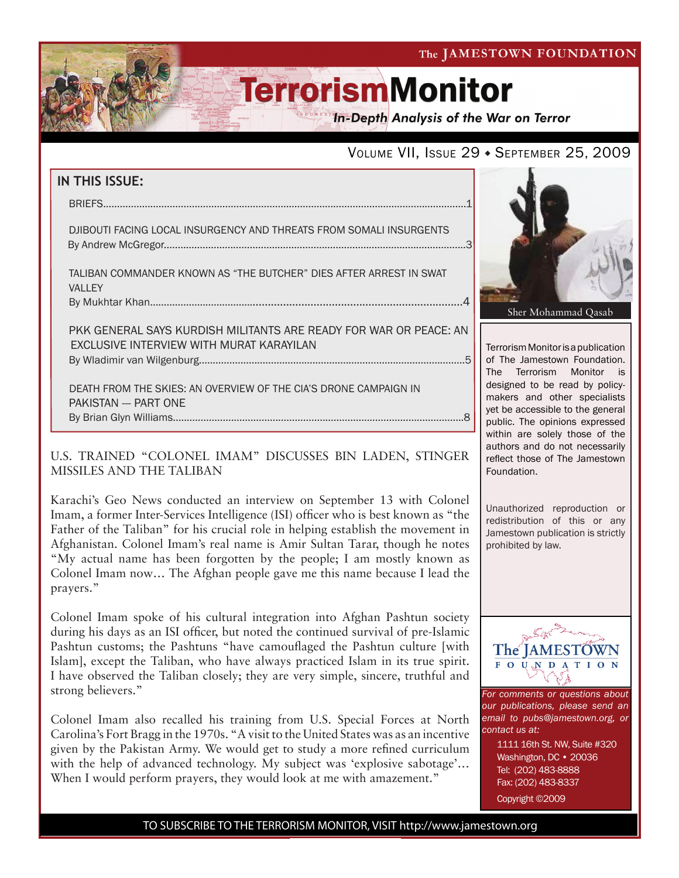The JAMESTOWN FOUNDATION

# TerrorismMonitor

*In-Depth Analysis of the War on Terror*

VOLUME VII, ISSUE 29 ◆ SEPTEMBER 25, 2009

**IN THIS ISSUE:**

BRIEFS....................1

DJIBOUTI FACING LOCAL INSURGENCY AND THREATS FROM SOMALI INSURGENTS
By Andrew McGregor....................3

TALIBAN COMMANDER KNOWN AS "THE BUTCHER" DIES AFTER ARREST IN SWAT VALLEY
By Mukhtar Khan....................4

PKK GENERAL SAYS KURDISH MILITANTS ARE READY FOR WAR OR PEACE: AN EXCLUSIVE INTERVIEW WITH MURAT KARAYILAN
By Wladimir van Wilgenburg....................5

DEATH FROM THE SKIES: AN OVERVIEW OF THE CIA'S DRONE CAMPAIGN IN PAKISTAN --- PART ONE
By Brian Glyn Williams....................8

Sher Mohammad Qasab

Terrorism Monitor is a publication of The Jamestown Foundation. The Terrorism Monitor is designed to be read by policy-makers and other specialists yet be accessible to the general public. The opinions expressed within are solely those of the authors and do not necessarily reflect those of The Jamestown Foundation.

Unauthorized reproduction or redistribution of this or any Jamestown publication is strictly prohibited by law.

## U.S. TRAINED "COLONEL IMAM" DISCUSSES BIN LADEN, STINGER MISSILES AND THE TALIBAN

Karachi's Geo News conducted an interview on September 13 with Colonel Imam, a former Inter-Services Intelligence (ISI) officer who is best known as "the Father of the Taliban" for his crucial role in helping establish the movement in Afghanistan. Colonel Imam's real name is Amir Sultan Tarar, though he notes "My actual name has been forgotten by the people; I am mostly known as Colonel Imam now… The Afghan people gave me this name because I lead the prayers."

Colonel Imam spoke of his cultural integration into Afghan Pashtun society during his days as an ISI officer, but noted the continued survival of pre-Islamic Pashtun customs; the Pashtuns "have camouflaged the Pashtun culture [with Islam], except the Taliban, who have always practiced Islam in its true spirit. I have observed the Taliban closely; they are very simple, sincere, truthful and strong believers."

Colonel Imam also recalled his training from U.S. Special Forces at North Carolina's Fort Bragg in the 1970s. "A visit to the United States was as an incentive given by the Pakistan Army. We would get to study a more refined curriculum with the help of advanced technology. My subject was 'explosive sabotage'… When I would perform prayers, they would look at me with amazement."

The JAMESTOWN FOUNDATION

*For comments or questions about our publications, please send an email to pubs@jamestown.org, or contact us at:*

1111 16th St. NW, Suite #320
Washington, DC • 20036
Tel: (202) 483-8888
Fax: (202) 483-8337

Copyright ©2009

TO SUBSCRIBE TO THE TERRORISM MONITOR, VISIT http://www.jamestown.org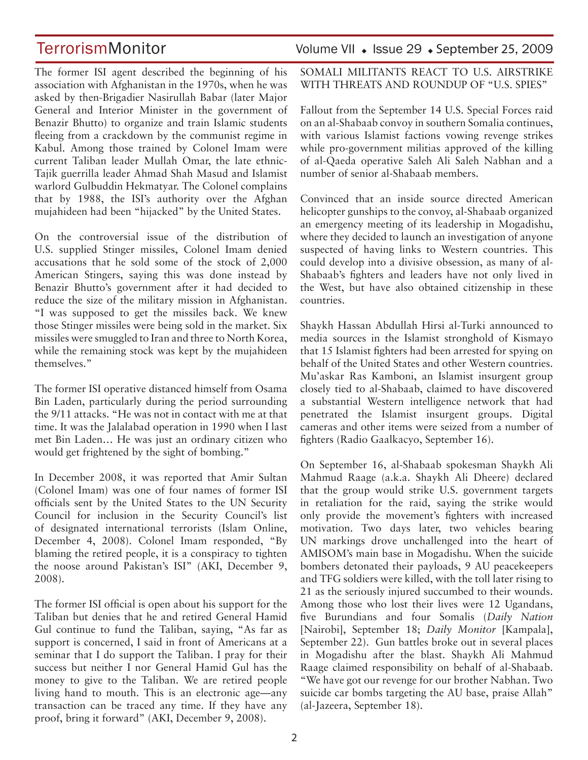The former ISI agent described the beginning of his association with Afghanistan in the 1970s, when he was asked by then-Brigadier Nasirullah Babar (later Major General and Interior Minister in the government of Benazir Bhutto) to organize and train Islamic students fleeing from a crackdown by the communist regime in Kabul. Among those trained by Colonel Imam were current Taliban leader Mullah Omar, the late ethnic-Tajik guerrilla leader Ahmad Shah Masud and Islamist warlord Gulbuddin Hekmatyar. The Colonel complains that by 1988, the ISI's authority over the Afghan mujahideen had been "hijacked" by the United States.

On the controversial issue of the distribution of U.S. supplied Stinger missiles, Colonel Imam denied accusations that he sold some of the stock of 2,000 American Stingers, saying this was done instead by Benazir Bhutto's government after it had decided to reduce the size of the military mission in Afghanistan. "I was supposed to get the missiles back. We knew those Stinger missiles were being sold in the market. Six missiles were smuggled to Iran and three to North Korea, while the remaining stock was kept by the mujahideen themselves."

The former ISI operative distanced himself from Osama Bin Laden, particularly during the period surrounding the 9/11 attacks. "He was not in contact with me at that time. It was the Jalalabad operation in 1990 when I last met Bin Laden… He was just an ordinary citizen who would get frightened by the sight of bombing."

In December 2008, it was reported that Amir Sultan (Colonel Imam) was one of four names of former ISI officials sent by the United States to the UN Security Council for inclusion in the Security Council's list of designated international terrorists (Islam Online, December 4, 2008). Colonel Imam responded, "By blaming the retired people, it is a conspiracy to tighten the noose around Pakistan's ISI" (AKI, December 9, 2008).

The former ISI official is open about his support for the Taliban but denies that he and retired General Hamid Gul continue to fund the Taliban, saying, "As far as support is concerned, I said in front of Americans at a seminar that I do support the Taliban. I pray for their success but neither I nor General Hamid Gul has the money to give to the Taliban. We are retired people living hand to mouth. This is an electronic age—any transaction can be traced any time. If they have any proof, bring it forward" (AKI, December 9, 2008).

## SOMALI MILITANTS REACT TO U.S. AIRSTRIKE WITH THREATS AND ROUNDUP OF "U.S. SPIES"

Fallout from the September 14 U.S. Special Forces raid on an al-Shabaab convoy in southern Somalia continues, with various Islamist factions vowing revenge strikes while pro-government militias approved of the killing of al-Qaeda operative Saleh Ali Saleh Nabhan and a number of senior al-Shabaab members.

Convinced that an inside source directed American helicopter gunships to the convoy, al-Shabaab organized an emergency meeting of its leadership in Mogadishu, where they decided to launch an investigation of anyone suspected of having links to Western countries. This could develop into a divisive obsession, as many of al-Shabaab's fighters and leaders have not only lived in the West, but have also obtained citizenship in these countries.

Shaykh Hassan Abdullah Hirsi al-Turki announced to media sources in the Islamist stronghold of Kismayo that 15 Islamist fighters had been arrested for spying on behalf of the United States and other Western countries. Mu'askar Ras Kamboni, an Islamist insurgent group closely tied to al-Shabaab, claimed to have discovered a substantial Western intelligence network that had penetrated the Islamist insurgent groups. Digital cameras and other items were seized from a number of fighters (Radio Gaalkacyo, September 16).

On September 16, al-Shabaab spokesman Shaykh Ali Mahmud Raage (a.k.a. Shaykh Ali Dheere) declared that the group would strike U.S. government targets in retaliation for the raid, saying the strike would only provide the movement's fighters with increased motivation. Two days later, two vehicles bearing UN markings drove unchallenged into the heart of AMISOM's main base in Mogadishu. When the suicide bombers detonated their payloads, 9 AU peacekeepers and TFG soldiers were killed, with the toll later rising to 21 as the seriously injured succumbed to their wounds. Among those who lost their lives were 12 Ugandans, five Burundians and four Somalis (*Daily Nation* [Nairobi], September 18; *Daily Monitor* [Kampala], September 22). Gun battles broke out in several places in Mogadishu after the blast. Shaykh Ali Mahmud Raage claimed responsibility on behalf of al-Shabaab. "We have got our revenge for our brother Nabhan. Two suicide car bombs targeting the AU base, praise Allah" (al-Jazeera, September 18).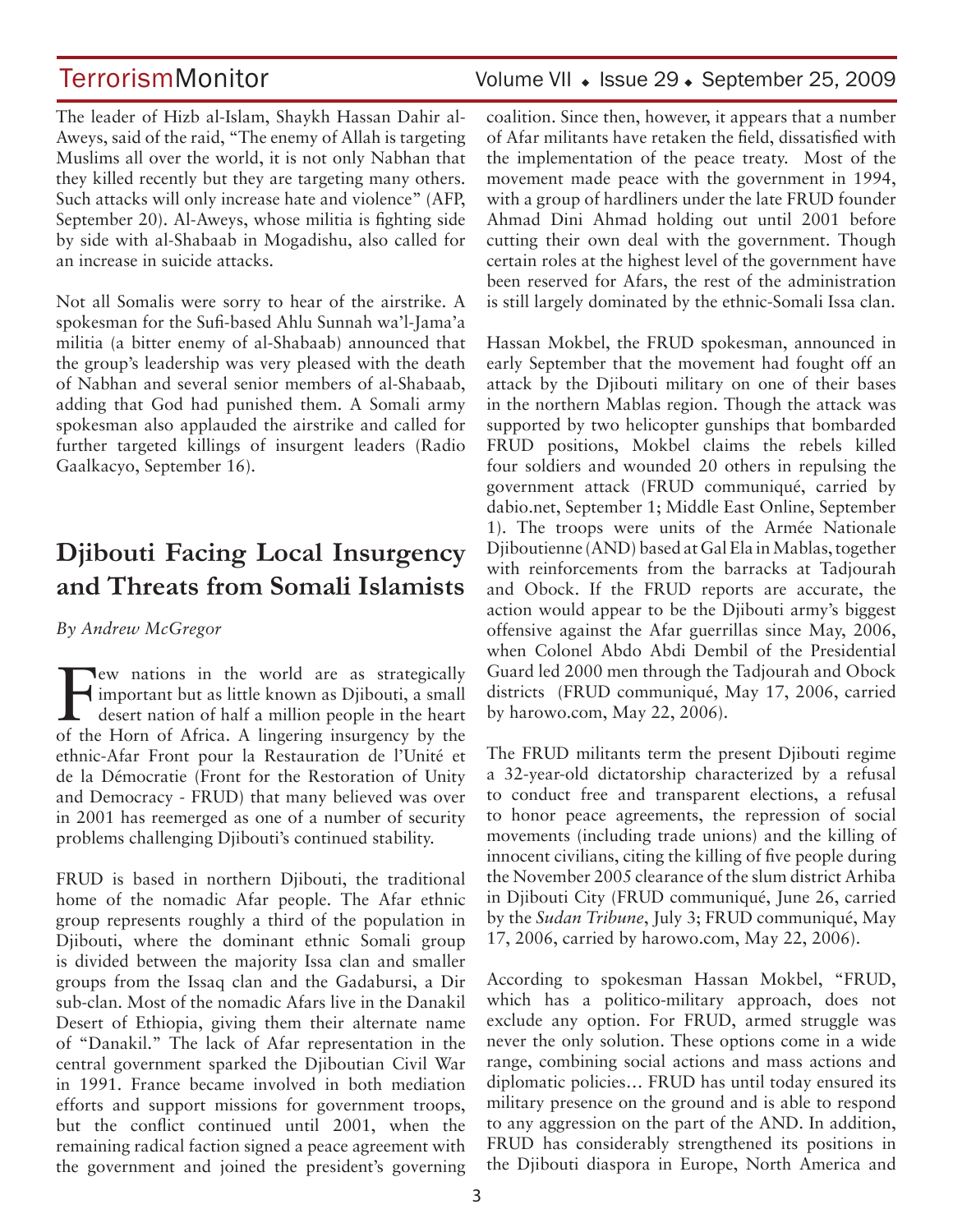The leader of Hizb al-Islam, Shaykh Hassan Dahir al-Aweys, said of the raid, "The enemy of Allah is targeting Muslims all over the world, it is not only Nabhan that they killed recently but they are targeting many others. Such attacks will only increase hate and violence" (AFP, September 20). Al-Aweys, whose militia is fighting side by side with al-Shabaab in Mogadishu, also called for an increase in suicide attacks.

Not all Somalis were sorry to hear of the airstrike. A spokesman for the Sufi-based Ahlu Sunnah wa'l-Jama'a militia (a bitter enemy of al-Shabaab) announced that the group's leadership was very pleased with the death of Nabhan and several senior members of al-Shabaab, adding that God had punished them. A Somali army spokesman also applauded the airstrike and called for further targeted killings of insurgent leaders (Radio Gaalkacyo, September 16).

## Djibouti Facing Local Insurgency and Threats from Somali Islamists

*By Andrew McGregor*

Few nations in the world are as strategically important but as little known as Djibouti, a small desert nation of half a million people in the heart of the Horn of Africa. A lingering insurgency by the ethnic-Afar Front pour la Restauration de l'Unité et de la Démocratie (Front for the Restoration of Unity and Democracy - FRUD) that many believed was over in 2001 has reemerged as one of a number of security problems challenging Djibouti's continued stability.

FRUD is based in northern Djibouti, the traditional home of the nomadic Afar people. The Afar ethnic group represents roughly a third of the population in Djibouti, where the dominant ethnic Somali group is divided between the majority Issa clan and smaller groups from the Issaq clan and the Gadabursi, a Dir sub-clan. Most of the nomadic Afars live in the Danakil Desert of Ethiopia, giving them their alternate name of "Danakil." The lack of Afar representation in the central government sparked the Djiboutian Civil War in 1991. France became involved in both mediation efforts and support missions for government troops, but the conflict continued until 2001, when the remaining radical faction signed a peace agreement with the government and joined the president's governing coalition. Since then, however, it appears that a number of Afar militants have retaken the field, dissatisfied with the implementation of the peace treaty. Most of the movement made peace with the government in 1994, with a group of hardliners under the late FRUD founder Ahmad Dini Ahmad holding out until 2001 before cutting their own deal with the government. Though certain roles at the highest level of the government have been reserved for Afars, the rest of the administration is still largely dominated by the ethnic-Somali Issa clan.

Hassan Mokbel, the FRUD spokesman, announced in early September that the movement had fought off an attack by the Djibouti military on one of their bases in the northern Mablas region. Though the attack was supported by two helicopter gunships that bombarded FRUD positions, Mokbel claims the rebels killed four soldiers and wounded 20 others in repulsing the government attack (FRUD communiqué, carried by dabio.net, September 1; Middle East Online, September 1). The troops were units of the Armée Nationale Djiboutienne (AND) based at Gal Ela in Mablas, together with reinforcements from the barracks at Tadjourah and Obock. If the FRUD reports are accurate, the action would appear to be the Djibouti army's biggest offensive against the Afar guerrillas since May, 2006, when Colonel Abdo Abdi Dembil of the Presidential Guard led 2000 men through the Tadjourah and Obock districts (FRUD communiqué, May 17, 2006, carried by harowo.com, May 22, 2006).

The FRUD militants term the present Djibouti regime a 32-year-old dictatorship characterized by a refusal to conduct free and transparent elections, a refusal to honor peace agreements, the repression of social movements (including trade unions) and the killing of innocent civilians, citing the killing of five people during the November 2005 clearance of the slum district Arhiba in Djibouti City (FRUD communiqué, June 26, carried by the *Sudan Tribune*, July 3; FRUD communiqué, May 17, 2006, carried by harowo.com, May 22, 2006).

According to spokesman Hassan Mokbel, "FRUD, which has a politico-military approach, does not exclude any option. For FRUD, armed struggle was never the only solution. These options come in a wide range, combining social actions and mass actions and diplomatic policies… FRUD has until today ensured its military presence on the ground and is able to respond to any aggression on the part of the AND. In addition, FRUD has considerably strengthened its positions in the Djibouti diaspora in Europe, North America and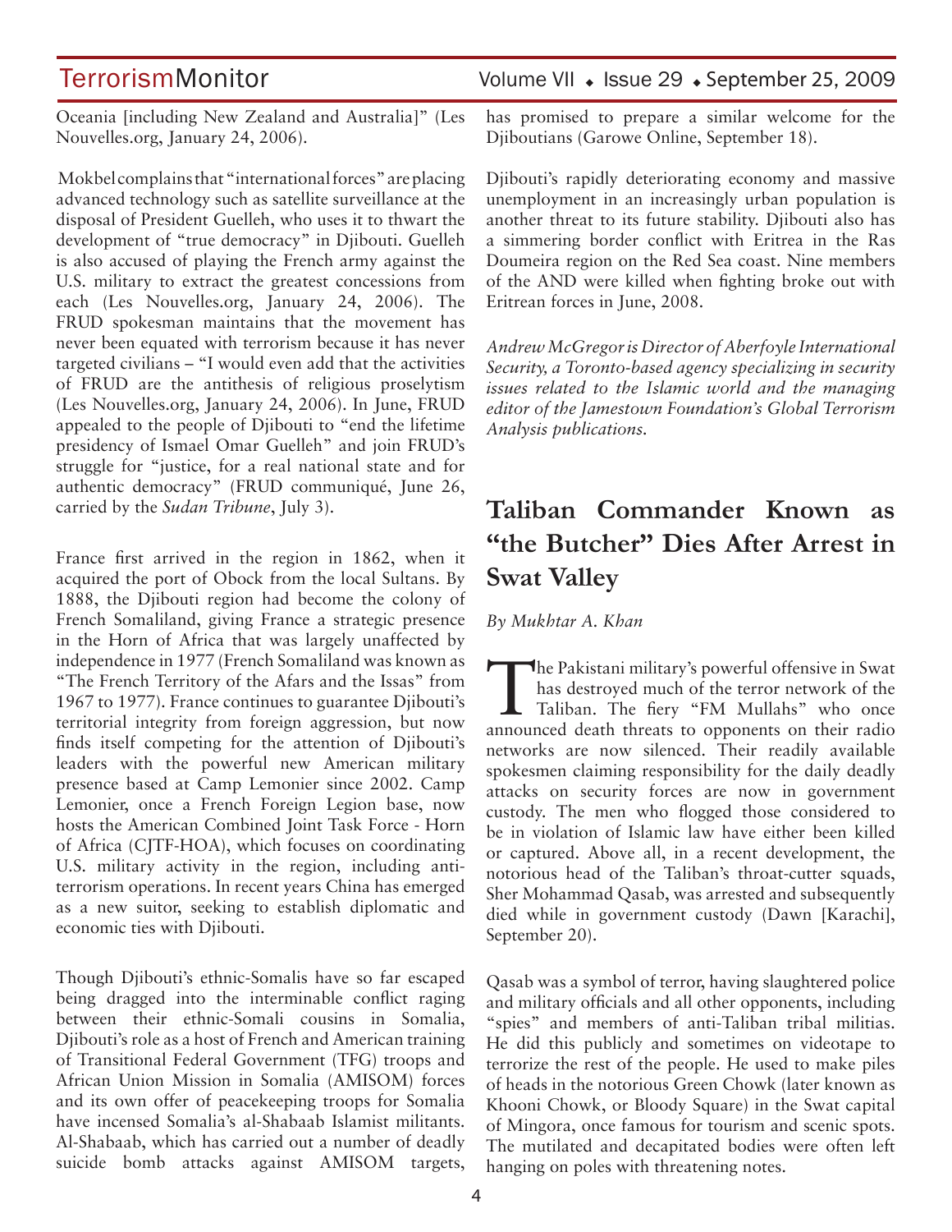Oceania [including New Zealand and Australia]" (Les Nouvelles.org, January 24, 2006).

Mokbel complains that "international forces" are placing advanced technology such as satellite surveillance at the disposal of President Guelleh, who uses it to thwart the development of "true democracy" in Djibouti. Guelleh is also accused of playing the French army against the U.S. military to extract the greatest concessions from each (Les Nouvelles.org, January 24, 2006). The FRUD spokesman maintains that the movement has never been equated with terrorism because it has never targeted civilians – "I would even add that the activities of FRUD are the antithesis of religious proselytism (Les Nouvelles.org, January 24, 2006). In June, FRUD appealed to the people of Djibouti to "end the lifetime presidency of Ismael Omar Guelleh" and join FRUD's struggle for "justice, for a real national state and for authentic democracy" (FRUD communiqué, June 26, carried by the *Sudan Tribune*, July 3).

France first arrived in the region in 1862, when it acquired the port of Obock from the local Sultans. By 1888, the Djibouti region had become the colony of French Somaliland, giving France a strategic presence in the Horn of Africa that was largely unaffected by independence in 1977 (French Somaliland was known as "The French Territory of the Afars and the Issas" from 1967 to 1977). France continues to guarantee Djibouti's territorial integrity from foreign aggression, but now finds itself competing for the attention of Djibouti's leaders with the powerful new American military presence based at Camp Lemonier since 2002. Camp Lemonier, once a French Foreign Legion base, now hosts the American Combined Joint Task Force - Horn of Africa (CJTF-HOA), which focuses on coordinating U.S. military activity in the region, including anti-terrorism operations. In recent years China has emerged as a new suitor, seeking to establish diplomatic and economic ties with Djibouti.

Though Djibouti's ethnic-Somalis have so far escaped being dragged into the interminable conflict raging between their ethnic-Somali cousins in Somalia, Djibouti's role as a host of French and American training of Transitional Federal Government (TFG) troops and African Union Mission in Somalia (AMISOM) forces and its own offer of peacekeeping troops for Somalia have incensed Somalia's al-Shabaab Islamist militants. Al-Shabaab, which has carried out a number of deadly suicide bomb attacks against AMISOM targets, has promised to prepare a similar welcome for the Djiboutians (Garowe Online, September 18).

Djibouti's rapidly deteriorating economy and massive unemployment in an increasingly urban population is another threat to its future stability. Djibouti also has a simmering border conflict with Eritrea in the Ras Doumeira region on the Red Sea coast. Nine members of the AND were killed when fighting broke out with Eritrean forces in June, 2008.

*Andrew McGregor is Director of Aberfoyle International Security, a Toronto-based agency specializing in security issues related to the Islamic world and the managing editor of the Jamestown Foundation's Global Terrorism Analysis publications.*

## Taliban Commander Known as "the Butcher" Dies After Arrest in Swat Valley

*By Mukhtar A. Khan*

The Pakistani military's powerful offensive in Swat has destroyed much of the terror network of the Taliban. The fiery "FM Mullahs" who once announced death threats to opponents on their radio networks are now silenced. Their readily available spokesmen claiming responsibility for the daily deadly attacks on security forces are now in government custody. The men who flogged those considered to be in violation of Islamic law have either been killed or captured. Above all, in a recent development, the notorious head of the Taliban's throat-cutter squads, Sher Mohammad Qasab, was arrested and subsequently died while in government custody (Dawn [Karachi], September 20).

Qasab was a symbol of terror, having slaughtered police and military officials and all other opponents, including "spies" and members of anti-Taliban tribal militias. He did this publicly and sometimes on videotape to terrorize the rest of the people. He used to make piles of heads in the notorious Green Chowk (later known as Khooni Chowk, or Bloody Square) in the Swat capital of Mingora, once famous for tourism and scenic spots. The mutilated and decapitated bodies were often left hanging on poles with threatening notes.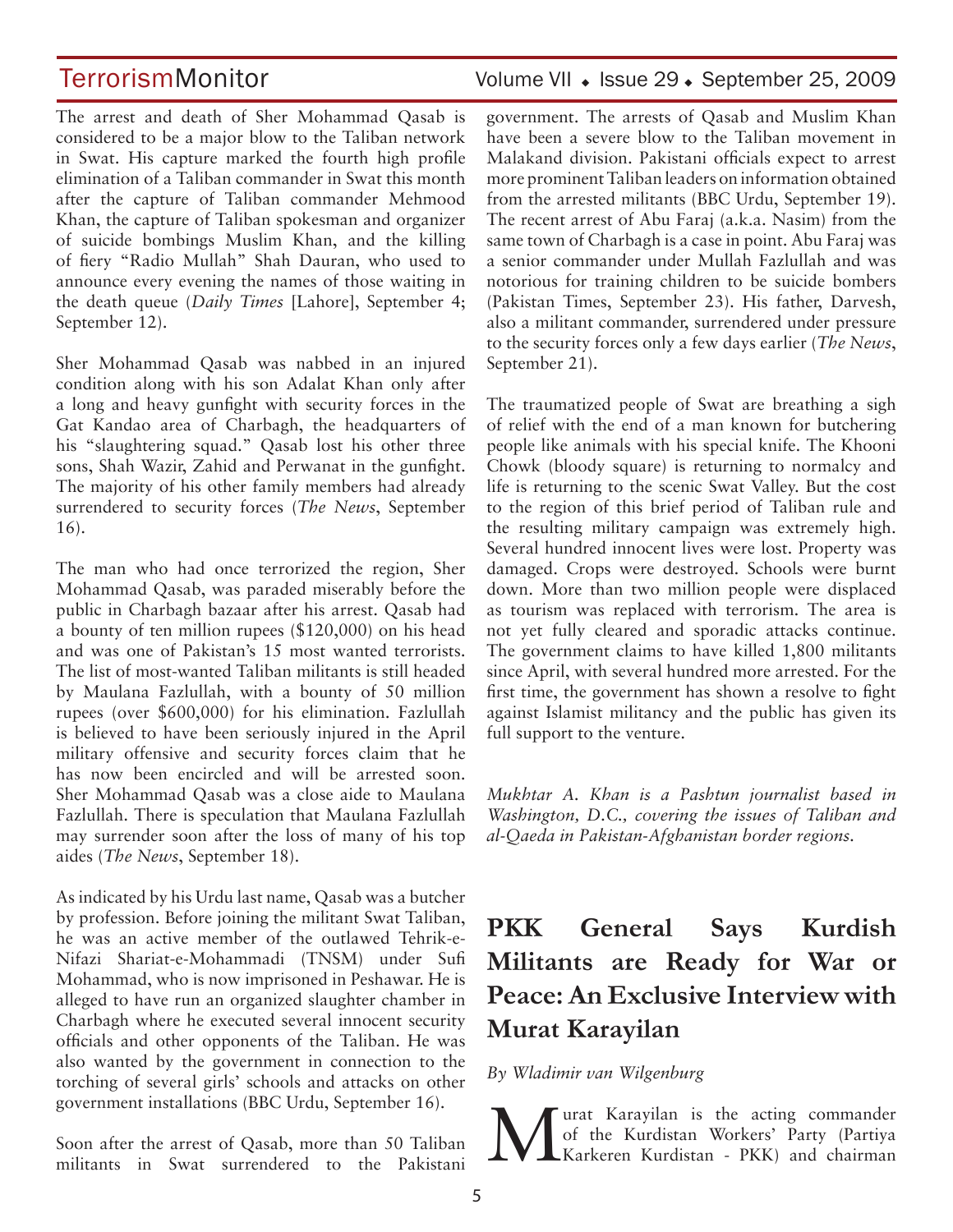The arrest and death of Sher Mohammad Qasab is considered to be a major blow to the Taliban network in Swat. His capture marked the fourth high profile elimination of a Taliban commander in Swat this month after the capture of Taliban commander Mehmood Khan, the capture of Taliban spokesman and organizer of suicide bombings Muslim Khan, and the killing of fiery "Radio Mullah" Shah Dauran, who used to announce every evening the names of those waiting in the death queue (*Daily Times* [Lahore], September 4; September 12).

Sher Mohammad Qasab was nabbed in an injured condition along with his son Adalat Khan only after a long and heavy gunfight with security forces in the Gat Kandao area of Charbagh, the headquarters of his "slaughtering squad." Qasab lost his other three sons, Shah Wazir, Zahid and Perwanat in the gunfight. The majority of his other family members had already surrendered to security forces (*The News*, September 16).

The man who had once terrorized the region, Sher Mohammad Qasab, was paraded miserably before the public in Charbagh bazaar after his arrest. Qasab had a bounty of ten million rupees ($120,000) on his head and was one of Pakistan's 15 most wanted terrorists. The list of most-wanted Taliban militants is still headed by Maulana Fazlullah, with a bounty of 50 million rupees (over $600,000) for his elimination. Fazlullah is believed to have been seriously injured in the April military offensive and security forces claim that he has now been encircled and will be arrested soon. Sher Mohammad Qasab was a close aide to Maulana Fazlullah. There is speculation that Maulana Fazlullah may surrender soon after the loss of many of his top aides (*The News*, September 18).

As indicated by his Urdu last name, Qasab was a butcher by profession. Before joining the militant Swat Taliban, he was an active member of the outlawed Tehrik-e-Nifazi Shariat-e-Mohammadi (TNSM) under Sufi Mohammad, who is now imprisoned in Peshawar. He is alleged to have run an organized slaughter chamber in Charbagh where he executed several innocent security officials and other opponents of the Taliban. He was also wanted by the government in connection to the torching of several girls' schools and attacks on other government installations (BBC Urdu, September 16).

Soon after the arrest of Qasab, more than 50 Taliban militants in Swat surrendered to the Pakistani government. The arrests of Qasab and Muslim Khan have been a severe blow to the Taliban movement in Malakand division. Pakistani officials expect to arrest more prominent Taliban leaders on information obtained from the arrested militants (BBC Urdu, September 19). The recent arrest of Abu Faraj (a.k.a. Nasim) from the same town of Charbagh is a case in point. Abu Faraj was a senior commander under Mullah Fazlullah and was notorious for training children to be suicide bombers (Pakistan Times, September 23). His father, Darvesh, also a militant commander, surrendered under pressure to the security forces only a few days earlier (*The News*, September 21).

The traumatized people of Swat are breathing a sigh of relief with the end of a man known for butchering people like animals with his special knife. The Khooni Chowk (bloody square) is returning to normalcy and life is returning to the scenic Swat Valley. But the cost to the region of this brief period of Taliban rule and the resulting military campaign was extremely high. Several hundred innocent lives were lost. Property was damaged. Crops were destroyed. Schools were burnt down. More than two million people were displaced as tourism was replaced with terrorism. The area is not yet fully cleared and sporadic attacks continue. The government claims to have killed 1,800 militants since April, with several hundred more arrested. For the first time, the government has shown a resolve to fight against Islamist militancy and the public has given its full support to the venture.

*Mukhtar A. Khan is a Pashtun journalist based in Washington, D.C., covering the issues of Taliban and al-Qaeda in Pakistan-Afghanistan border regions.*

# PKK General Says Kurdish Militants are Ready for War or Peace: An Exclusive Interview with Murat Karayilan

*By Wladimir van Wilgenburg*

Murat Karayilan is the acting commander of the Kurdistan Workers' Party (Partiya Karkeren Kurdistan - PKK) and chairman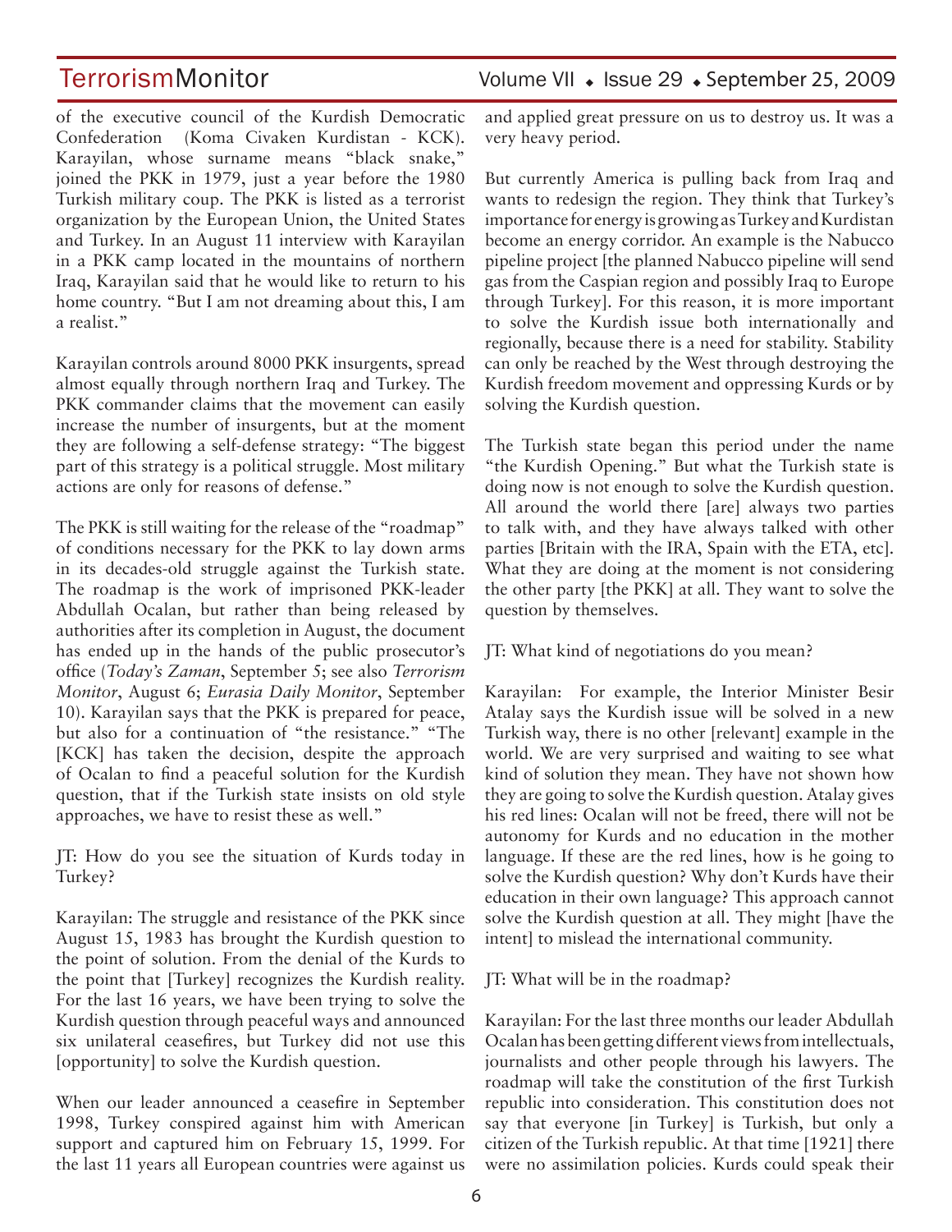of the executive council of the Kurdish Democratic Confederation (Koma Civaken Kurdistan - KCK). Karayilan, whose surname means "black snake," joined the PKK in 1979, just a year before the 1980 Turkish military coup. The PKK is listed as a terrorist organization by the European Union, the United States and Turkey. In an August 11 interview with Karayilan in a PKK camp located in the mountains of northern Iraq, Karayilan said that he would like to return to his home country. "But I am not dreaming about this, I am a realist."

Karayilan controls around 8000 PKK insurgents, spread almost equally through northern Iraq and Turkey. The PKK commander claims that the movement can easily increase the number of insurgents, but at the moment they are following a self-defense strategy: "The biggest part of this strategy is a political struggle. Most military actions are only for reasons of defense."

The PKK is still waiting for the release of the "roadmap" of conditions necessary for the PKK to lay down arms in its decades-old struggle against the Turkish state. The roadmap is the work of imprisoned PKK-leader Abdullah Ocalan, but rather than being released by authorities after its completion in August, the document has ended up in the hands of the public prosecutor's office (*Today's Zaman*, September 5; see also *Terrorism Monitor*, August 6; *Eurasia Daily Monitor*, September 10). Karayilan says that the PKK is prepared for peace, but also for a continuation of "the resistance." "The [KCK] has taken the decision, despite the approach of Ocalan to find a peaceful solution for the Kurdish question, that if the Turkish state insists on old style approaches, we have to resist these as well."

JT: How do you see the situation of Kurds today in Turkey?

Karayilan: The struggle and resistance of the PKK since August 15, 1983 has brought the Kurdish question to the point of solution. From the denial of the Kurds to the point that [Turkey] recognizes the Kurdish reality. For the last 16 years, we have been trying to solve the Kurdish question through peaceful ways and announced six unilateral ceasefires, but Turkey did not use this [opportunity] to solve the Kurdish question.

When our leader announced a ceasefire in September 1998, Turkey conspired against him with American support and captured him on February 15, 1999. For the last 11 years all European countries were against us and applied great pressure on us to destroy us. It was a very heavy period.

But currently America is pulling back from Iraq and wants to redesign the region. They think that Turkey's importance for energy is growing as Turkey and Kurdistan become an energy corridor. An example is the Nabucco pipeline project [the planned Nabucco pipeline will send gas from the Caspian region and possibly Iraq to Europe through Turkey]. For this reason, it is more important to solve the Kurdish issue both internationally and regionally, because there is a need for stability. Stability can only be reached by the West through destroying the Kurdish freedom movement and oppressing Kurds or by solving the Kurdish question.

The Turkish state began this period under the name "the Kurdish Opening." But what the Turkish state is doing now is not enough to solve the Kurdish question. All around the world there [are] always two parties to talk with, and they have always talked with other parties [Britain with the IRA, Spain with the ETA, etc]. What they are doing at the moment is not considering the other party [the PKK] at all. They want to solve the question by themselves.

JT: What kind of negotiations do you mean?

Karayilan: For example, the Interior Minister Besir Atalay says the Kurdish issue will be solved in a new Turkish way, there is no other [relevant] example in the world. We are very surprised and waiting to see what kind of solution they mean. They have not shown how they are going to solve the Kurdish question. Atalay gives his red lines: Ocalan will not be freed, there will not be autonomy for Kurds and no education in the mother language. If these are the red lines, how is he going to solve the Kurdish question? Why don't Kurds have their education in their own language? This approach cannot solve the Kurdish question at all. They might [have the intent] to mislead the international community.

JT: What will be in the roadmap?

Karayilan: For the last three months our leader Abdullah Ocalan has been getting different views from intellectuals, journalists and other people through his lawyers. The roadmap will take the constitution of the first Turkish republic into consideration. This constitution does not say that everyone [in Turkey] is Turkish, but only a citizen of the Turkish republic. At that time [1921] there were no assimilation policies. Kurds could speak their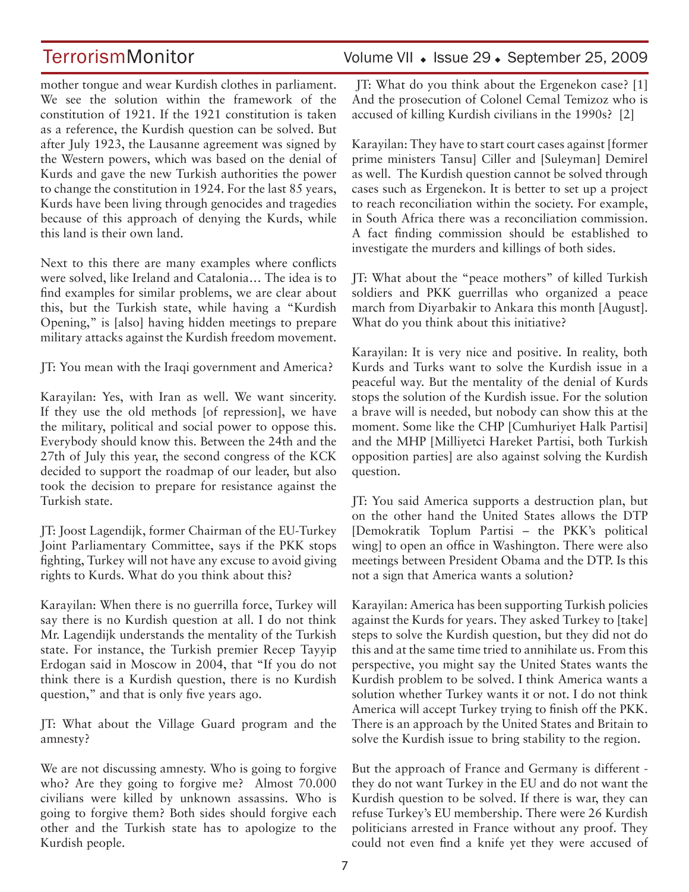mother tongue and wear Kurdish clothes in parliament. We see the solution within the framework of the constitution of 1921. If the 1921 constitution is taken as a reference, the Kurdish question can be solved. But after July 1923, the Lausanne agreement was signed by the Western powers, which was based on the denial of Kurds and gave the new Turkish authorities the power to change the constitution in 1924. For the last 85 years, Kurds have been living through genocides and tragedies because of this approach of denying the Kurds, while this land is their own land.

Next to this there are many examples where conflicts were solved, like Ireland and Catalonia… The idea is to find examples for similar problems, we are clear about this, but the Turkish state, while having a "Kurdish Opening," is [also] having hidden meetings to prepare military attacks against the Kurdish freedom movement.

JT: You mean with the Iraqi government and America?

Karayilan: Yes, with Iran as well. We want sincerity. If they use the old methods [of repression], we have the military, political and social power to oppose this. Everybody should know this. Between the 24th and the 27th of July this year, the second congress of the KCK decided to support the roadmap of our leader, but also took the decision to prepare for resistance against the Turkish state.

JT: Joost Lagendijk, former Chairman of the EU-Turkey Joint Parliamentary Committee, says if the PKK stops fighting, Turkey will not have any excuse to avoid giving rights to Kurds. What do you think about this?

Karayilan: When there is no guerrilla force, Turkey will say there is no Kurdish question at all. I do not think Mr. Lagendijk understands the mentality of the Turkish state. For instance, the Turkish premier Recep Tayyip Erdogan said in Moscow in 2004, that "If you do not think there is a Kurdish question, there is no Kurdish question," and that is only five years ago.

JT: What about the Village Guard program and the amnesty?

We are not discussing amnesty. Who is going to forgive who? Are they going to forgive me? Almost 70.000 civilians were killed by unknown assassins. Who is going to forgive them? Both sides should forgive each other and the Turkish state has to apologize to the Kurdish people.

JT: What do you think about the Ergenekon case? [1] And the prosecution of Colonel Cemal Temizoz who is accused of killing Kurdish civilians in the 1990s? [2]

Karayilan: They have to start court cases against [former prime ministers Tansu] Ciller and [Suleyman] Demirel as well. The Kurdish question cannot be solved through cases such as Ergenekon. It is better to set up a project to reach reconciliation within the society. For example, in South Africa there was a reconciliation commission. A fact finding commission should be established to investigate the murders and killings of both sides.

JT: What about the "peace mothers" of killed Turkish soldiers and PKK guerrillas who organized a peace march from Diyarbakir to Ankara this month [August]. What do you think about this initiative?

Karayilan: It is very nice and positive. In reality, both Kurds and Turks want to solve the Kurdish issue in a peaceful way. But the mentality of the denial of Kurds stops the solution of the Kurdish issue. For the solution a brave will is needed, but nobody can show this at the moment. Some like the CHP [Cumhuriyet Halk Partisi] and the MHP [Milliyetci Hareket Partisi, both Turkish opposition parties] are also against solving the Kurdish question.

JT: You said America supports a destruction plan, but on the other hand the United States allows the DTP [Demokratik Toplum Partisi – the PKK's political wing] to open an office in Washington. There were also meetings between President Obama and the DTP. Is this not a sign that America wants a solution?

Karayilan: America has been supporting Turkish policies against the Kurds for years. They asked Turkey to [take] steps to solve the Kurdish question, but they did not do this and at the same time tried to annihilate us. From this perspective, you might say the United States wants the Kurdish problem to be solved. I think America wants a solution whether Turkey wants it or not. I do not think America will accept Turkey trying to finish off the PKK. There is an approach by the United States and Britain to solve the Kurdish issue to bring stability to the region.

But the approach of France and Germany is different - they do not want Turkey in the EU and do not want the Kurdish question to be solved. If there is war, they can refuse Turkey's EU membership. There were 26 Kurdish politicians arrested in France without any proof. They could not even find a knife yet they were accused of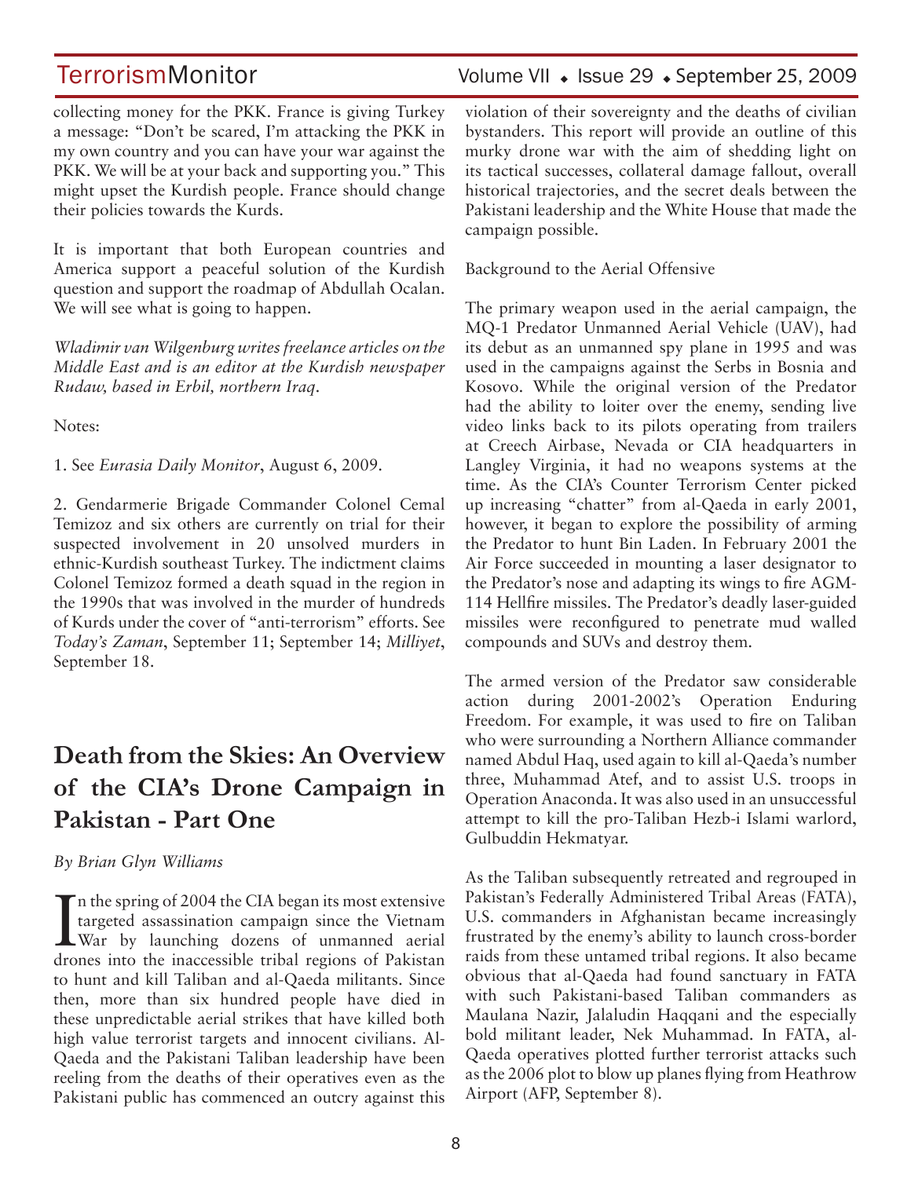collecting money for the PKK. France is giving Turkey a message: "Don't be scared, I'm attacking the PKK in my own country and you can have your war against the PKK. We will be at your back and supporting you." This might upset the Kurdish people. France should change their policies towards the Kurds.

It is important that both European countries and America support a peaceful solution of the Kurdish question and support the roadmap of Abdullah Ocalan. We will see what is going to happen.

*Wladimir van Wilgenburg writes freelance articles on the Middle East and is an editor at the Kurdish newspaper Rudaw, based in Erbil, northern Iraq.*

Notes:

1. See *Eurasia Daily Monitor*, August 6, 2009.

2. Gendarmerie Brigade Commander Colonel Cemal Temizoz and six others are currently on trial for their suspected involvement in 20 unsolved murders in ethnic-Kurdish southeast Turkey. The indictment claims Colonel Temizoz formed a death squad in the region in the 1990s that was involved in the murder of hundreds of Kurds under the cover of "anti-terrorism" efforts. See *Today's Zaman*, September 11; September 14; *Milliyet*, September 18.

# Death from the Skies: An Overview of the CIA's Drone Campaign in Pakistan - Part One

*By Brian Glyn Williams*

In the spring of 2004 the CIA began its most extensive targeted assassination campaign since the Vietnam War by launching dozens of unmanned aerial drones into the inaccessible tribal regions of Pakistan to hunt and kill Taliban and al-Qaeda militants. Since then, more than six hundred people have died in these unpredictable aerial strikes that have killed both high value terrorist targets and innocent civilians. Al-Qaeda and the Pakistani Taliban leadership have been reeling from the deaths of their operatives even as the Pakistani public has commenced an outcry against this violation of their sovereignty and the deaths of civilian bystanders. This report will provide an outline of this murky drone war with the aim of shedding light on its tactical successes, collateral damage fallout, overall historical trajectories, and the secret deals between the Pakistani leadership and the White House that made the campaign possible.

Background to the Aerial Offensive

The primary weapon used in the aerial campaign, the MQ-1 Predator Unmanned Aerial Vehicle (UAV), had its debut as an unmanned spy plane in 1995 and was used in the campaigns against the Serbs in Bosnia and Kosovo. While the original version of the Predator had the ability to loiter over the enemy, sending live video links back to its pilots operating from trailers at Creech Airbase, Nevada or CIA headquarters in Langley Virginia, it had no weapons systems at the time. As the CIA's Counter Terrorism Center picked up increasing "chatter" from al-Qaeda in early 2001, however, it began to explore the possibility of arming the Predator to hunt Bin Laden. In February 2001 the Air Force succeeded in mounting a laser designator to the Predator's nose and adapting its wings to fire AGM-114 Hellfire missiles. The Predator's deadly laser-guided missiles were reconfigured to penetrate mud walled compounds and SUVs and destroy them.

The armed version of the Predator saw considerable action during 2001-2002's Operation Enduring Freedom. For example, it was used to fire on Taliban who were surrounding a Northern Alliance commander named Abdul Haq, used again to kill al-Qaeda's number three, Muhammad Atef, and to assist U.S. troops in Operation Anaconda. It was also used in an unsuccessful attempt to kill the pro-Taliban Hezb-i Islami warlord, Gulbuddin Hekmatyar.

As the Taliban subsequently retreated and regrouped in Pakistan's Federally Administered Tribal Areas (FATA), U.S. commanders in Afghanistan became increasingly frustrated by the enemy's ability to launch cross-border raids from these untamed tribal regions. It also became obvious that al-Qaeda had found sanctuary in FATA with such Pakistani-based Taliban commanders as Maulana Nazir, Jalaludin Haqqani and the especially bold militant leader, Nek Muhammad. In FATA, al-Qaeda operatives plotted further terrorist attacks such as the 2006 plot to blow up planes flying from Heathrow Airport (AFP, September 8).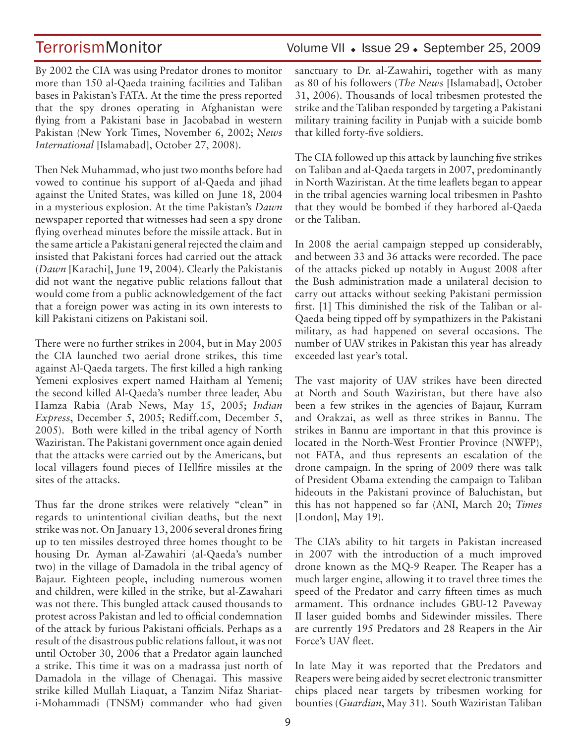By 2002 the CIA was using Predator drones to monitor more than 150 al-Qaeda training facilities and Taliban bases in Pakistan's FATA. At the time the press reported that the spy drones operating in Afghanistan were flying from a Pakistani base in Jacobabad in western Pakistan (New York Times, November 6, 2002; *News International* [Islamabad], October 27, 2008).

Then Nek Muhammad, who just two months before had vowed to continue his support of al-Qaeda and jihad against the United States, was killed on June 18, 2004 in a mysterious explosion. At the time Pakistan's *Dawn* newspaper reported that witnesses had seen a spy drone flying overhead minutes before the missile attack. But in the same article a Pakistani general rejected the claim and insisted that Pakistani forces had carried out the attack (*Dawn* [Karachi], June 19, 2004). Clearly the Pakistanis did not want the negative public relations fallout that would come from a public acknowledgement of the fact that a foreign power was acting in its own interests to kill Pakistani citizens on Pakistani soil.

There were no further strikes in 2004, but in May 2005 the CIA launched two aerial drone strikes, this time against Al-Qaeda targets. The first killed a high ranking Yemeni explosives expert named Haitham al Yemeni; the second killed Al-Qaeda's number three leader, Abu Hamza Rabia (Arab News, May 15, 2005; *Indian Express*, December 5, 2005; Rediff.com, December 5, 2005). Both were killed in the tribal agency of North Waziristan. The Pakistani government once again denied that the attacks were carried out by the Americans, but local villagers found pieces of Hellfire missiles at the sites of the attacks.

Thus far the drone strikes were relatively "clean" in regards to unintentional civilian deaths, but the next strike was not. On January 13, 2006 several drones firing up to ten missiles destroyed three homes thought to be housing Dr. Ayman al-Zawahiri (al-Qaeda's number two) in the village of Damadola in the tribal agency of Bajaur. Eighteen people, including numerous women and children, were killed in the strike, but al-Zawahari was not there. This bungled attack caused thousands to protest across Pakistan and led to official condemnation of the attack by furious Pakistani officials. Perhaps as a result of the disastrous public relations fallout, it was not until October 30, 2006 that a Predator again launched a strike. This time it was on a madrassa just north of Damadola in the village of Chenagai. This massive strike killed Mullah Liaquat, a Tanzim Nifaz Shariat-i-Mohammadi (TNSM) commander who had given sanctuary to Dr. al-Zawahiri, together with as many as 80 of his followers (*The News* [Islamabad], October 31, 2006). Thousands of local tribesmen protested the strike and the Taliban responded by targeting a Pakistani military training facility in Punjab with a suicide bomb that killed forty-five soldiers.

The CIA followed up this attack by launching five strikes on Taliban and al-Qaeda targets in 2007, predominantly in North Waziristan. At the time leaflets began to appear in the tribal agencies warning local tribesmen in Pashto that they would be bombed if they harbored al-Qaeda or the Taliban.

In 2008 the aerial campaign stepped up considerably, and between 33 and 36 attacks were recorded. The pace of the attacks picked up notably in August 2008 after the Bush administration made a unilateral decision to carry out attacks without seeking Pakistani permission first. [1] This diminished the risk of the Taliban or al-Qaeda being tipped off by sympathizers in the Pakistani military, as had happened on several occasions. The number of UAV strikes in Pakistan this year has already exceeded last year's total.

The vast majority of UAV strikes have been directed at North and South Waziristan, but there have also been a few strikes in the agencies of Bajaur, Kurram and Orakzai, as well as three strikes in Bannu. The strikes in Bannu are important in that this province is located in the North-West Frontier Province (NWFP), not FATA, and thus represents an escalation of the drone campaign. In the spring of 2009 there was talk of President Obama extending the campaign to Taliban hideouts in the Pakistani province of Baluchistan, but this has not happened so far (ANI, March 20; *Times* [London], May 19).

The CIA's ability to hit targets in Pakistan increased in 2007 with the introduction of a much improved drone known as the MQ-9 Reaper. The Reaper has a much larger engine, allowing it to travel three times the speed of the Predator and carry fifteen times as much armament. This ordnance includes GBU-12 Paveway II laser guided bombs and Sidewinder missiles. There are currently 195 Predators and 28 Reapers in the Air Force's UAV fleet.

In late May it was reported that the Predators and Reapers were being aided by secret electronic transmitter chips placed near targets by tribesmen working for bounties (*Guardian*, May 31). South Waziristan Taliban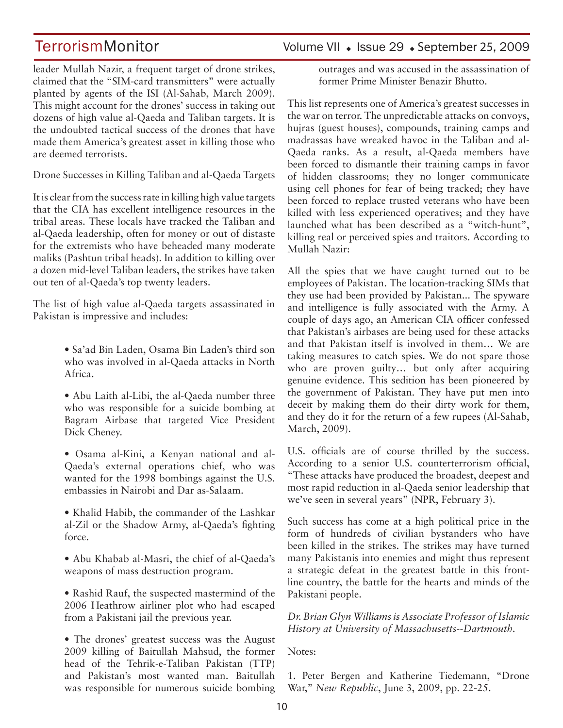leader Mullah Nazir, a frequent target of drone strikes, claimed that the "SIM-card transmitters" were actually planted by agents of the ISI (Al-Sahab, March 2009). This might account for the drones' success in taking out dozens of high value al-Qaeda and Taliban targets. It is the undoubted tactical success of the drones that have made them America's greatest asset in killing those who are deemed terrorists.

Drone Successes in Killing Taliban and al-Qaeda Targets

It is clear from the success rate in killing high value targets that the CIA has excellent intelligence resources in the tribal areas. These locals have tracked the Taliban and al-Qaeda leadership, often for money or out of distaste for the extremists who have beheaded many moderate maliks (Pashtun tribal heads). In addition to killing over a dozen mid-level Taliban leaders, the strikes have taken out ten of al-Qaeda's top twenty leaders.

The list of high value al-Qaeda targets assassinated in Pakistan is impressive and includes:

- Sa'ad Bin Laden, Osama Bin Laden's third son who was involved in al-Qaeda attacks in North Africa.
- Abu Laith al-Libi, the al-Qaeda number three who was responsible for a suicide bombing at Bagram Airbase that targeted Vice President Dick Cheney.
- Osama al-Kini, a Kenyan national and al-Qaeda's external operations chief, who was wanted for the 1998 bombings against the U.S. embassies in Nairobi and Dar as-Salaam.
- Khalid Habib, the commander of the Lashkar al-Zil or the Shadow Army, al-Qaeda's fighting force.
- Abu Khabab al-Masri, the chief of al-Qaeda's weapons of mass destruction program.
- Rashid Rauf, the suspected mastermind of the 2006 Heathrow airliner plot who had escaped from a Pakistani jail the previous year.
- The drones' greatest success was the August 2009 killing of Baitullah Mahsud, the former head of the Tehrik-e-Taliban Pakistan (TTP) and Pakistan's most wanted man. Baitullah was responsible for numerous suicide bombing outrages and was accused in the assassination of former Prime Minister Benazir Bhutto.

This list represents one of America's greatest successes in the war on terror. The unpredictable attacks on convoys, hujras (guest houses), compounds, training camps and madrassas have wreaked havoc in the Taliban and al-Qaeda ranks. As a result, al-Qaeda members have been forced to dismantle their training camps in favor of hidden classrooms; they no longer communicate using cell phones for fear of being tracked; they have been forced to replace trusted veterans who have been killed with less experienced operatives; and they have launched what has been described as a "witch-hunt", killing real or perceived spies and traitors. According to Mullah Nazir:

All the spies that we have caught turned out to be employees of Pakistan. The location-tracking SIMs that they use had been provided by Pakistan... The spyware and intelligence is fully associated with the Army. A couple of days ago, an American CIA officer confessed that Pakistan's airbases are being used for these attacks and that Pakistan itself is involved in them… We are taking measures to catch spies. We do not spare those who are proven guilty… but only after acquiring genuine evidence. This sedition has been pioneered by the government of Pakistan. They have put men into deceit by making them do their dirty work for them, and they do it for the return of a few rupees (Al-Sahab, March, 2009).

U.S. officials are of course thrilled by the success. According to a senior U.S. counterterrorism official, "These attacks have produced the broadest, deepest and most rapid reduction in al-Qaeda senior leadership that we've seen in several years" (NPR, February 3).

Such success has come at a high political price in the form of hundreds of civilian bystanders who have been killed in the strikes. The strikes may have turned many Pakistanis into enemies and might thus represent a strategic defeat in the greatest battle in this front-line country, the battle for the hearts and minds of the Pakistani people.

*Dr. Brian Glyn Williams is Associate Professor of Islamic History at University of Massachusetts--Dartmouth.*

Notes:

1. Peter Bergen and Katherine Tiedemann, "Drone War," *New Republic*, June 3, 2009, pp. 22-25.